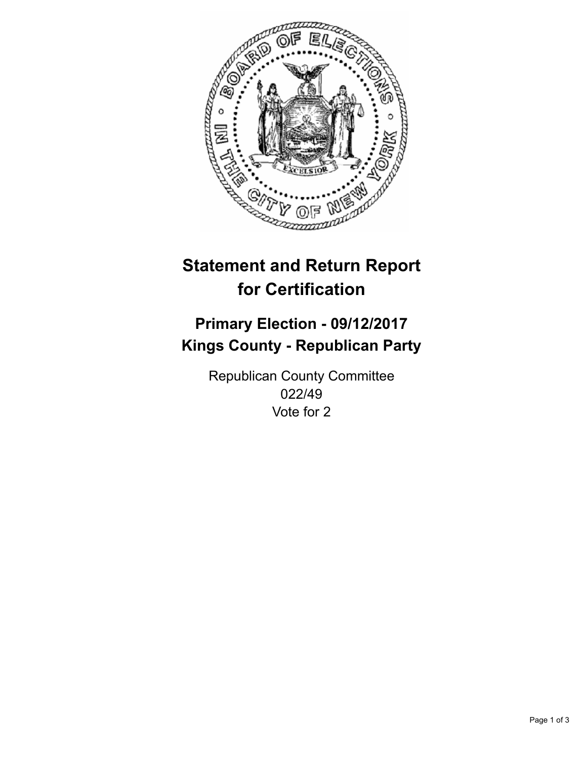# Statement and Return Report for Certification

## Primary Election - 09/12/2017
## Kings County - Republican Party

Republican County Committee
022/49
Vote for 2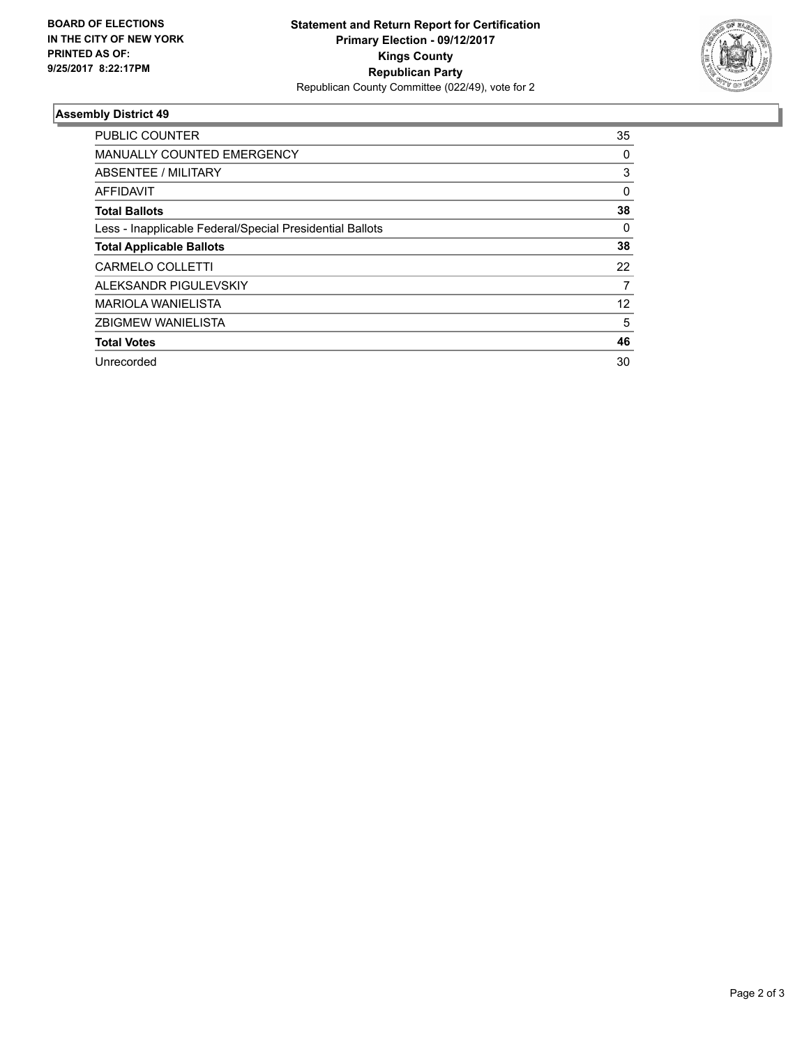**BOARD OF ELECTIONS IN THE CITY OF NEW YORK PRINTED AS OF: 9/25/2017 8:22:17PM**

**Statement and Return Report for Certification Primary Election - 09/12/2017 Kings County Republican Party**

Republican County Committee (022/49), vote for 2

### Assembly District 49

| | |
|---|---|
| PUBLIC COUNTER | 35 |
| MANUALLY COUNTED EMERGENCY | 0 |
| ABSENTEE / MILITARY | 3 |
| AFFIDAVIT | 0 |
| **Total Ballots** | **38** |
| Less - Inapplicable Federal/Special Presidential Ballots | 0 |
| **Total Applicable Ballots** | **38** |
| CARMELO COLLETTI | 22 |
| ALEKSANDR PIGULEVSKIY | 7 |
| MARIOLA WANIELISTA | 12 |
| ZBIGMEW WANIELISTA | 5 |
| **Total Votes** | **46** |
| Unrecorded | 30 |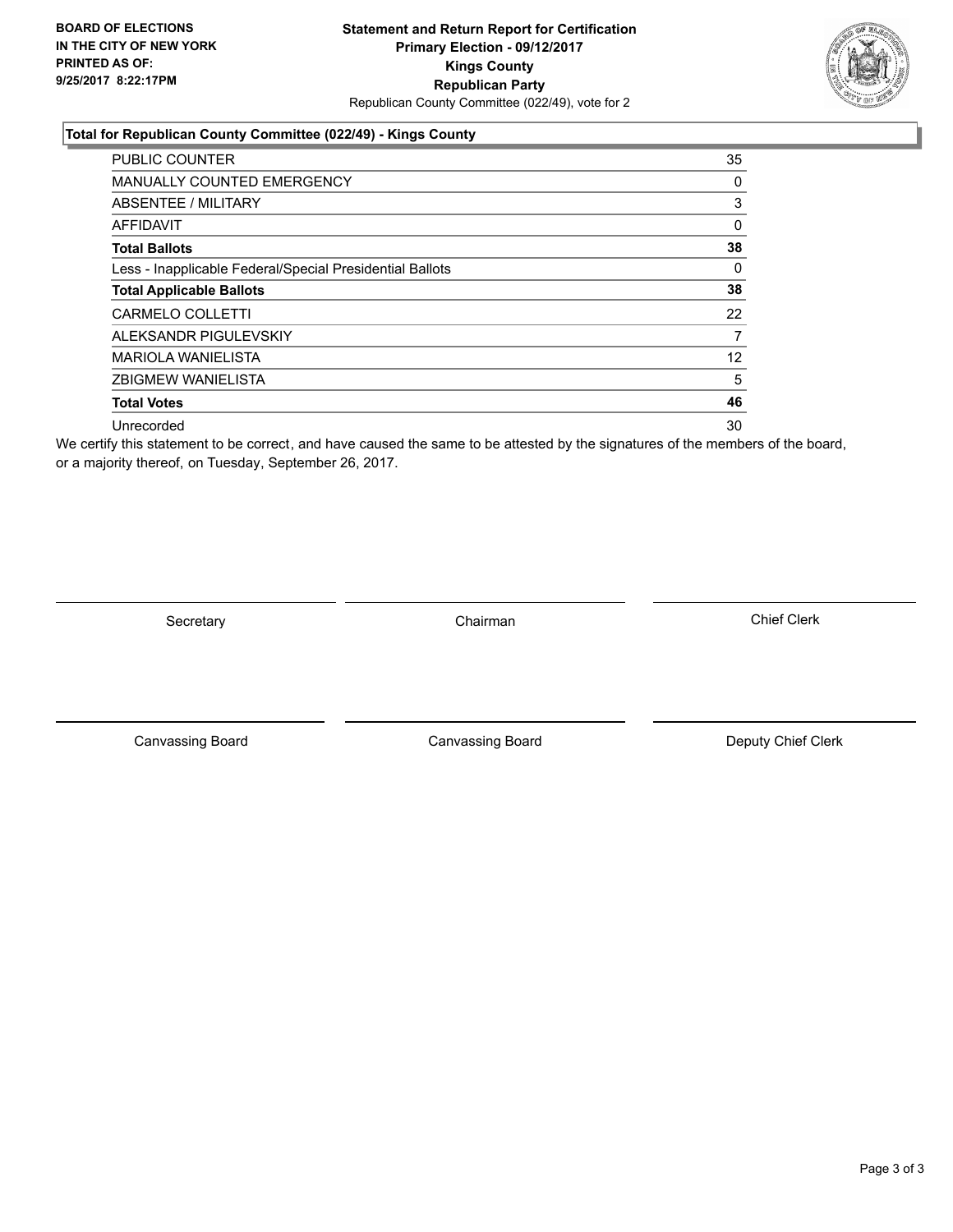**BOARD OF ELECTIONS**
**IN THE CITY OF NEW YORK**
**PRINTED AS OF:**
**9/25/2017 8:22:17PM**

**Statement and Return Report for Certification**
**Primary Election - 09/12/2017**
**Kings County**
**Republican Party**
Republican County Committee (022/49), vote for 2

**Total for Republican County Committee (022/49) - Kings County**

| | |
|---|---|
| PUBLIC COUNTER | 35 |
| MANUALLY COUNTED EMERGENCY | 0 |
| ABSENTEE / MILITARY | 3 |
| AFFIDAVIT | 0 |
| **Total Ballots** | **38** |
| Less - Inapplicable Federal/Special Presidential Ballots | 0 |
| **Total Applicable Ballots** | **38** |
| CARMELO COLLETTI | 22 |
| ALEKSANDR PIGULEVSKIY | 7 |
| MARIOLA WANIELISTA | 12 |
| ZBIGMEW WANIELISTA | 5 |
| **Total Votes** | **46** |
| Unrecorded | 30 |

We certify this statement to be correct, and have caused the same to be attested by the signatures of the members of the board, or a majority thereof, on Tuesday, September 26, 2017.

Secretary

Chairman

Chief Clerk

Canvassing Board

Canvassing Board

Deputy Chief Clerk